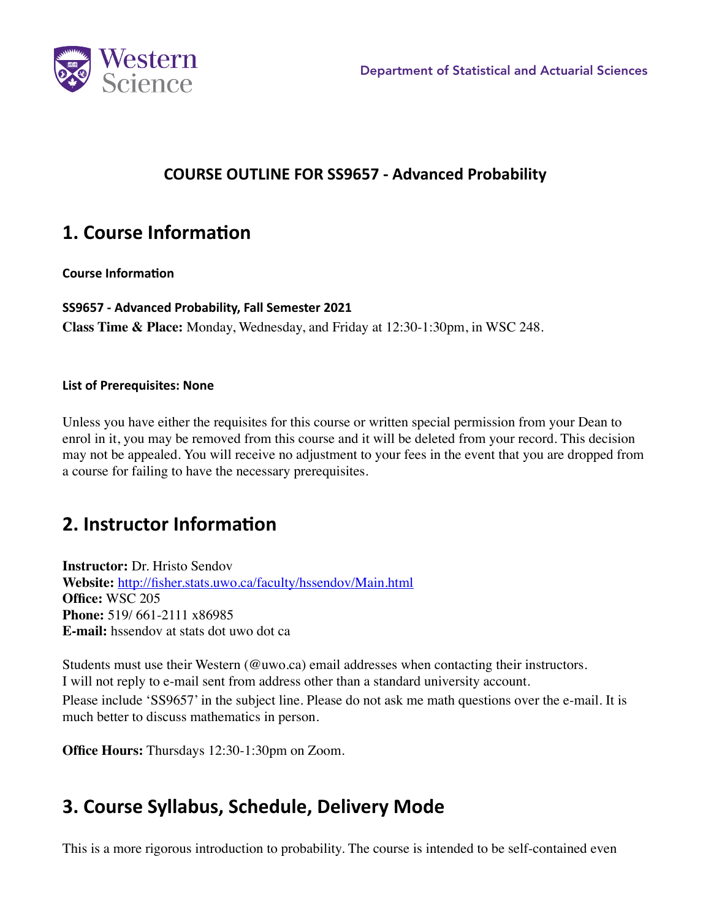Department of Statistical and Actuarial Sciences

**COURSE OUTLINE FOR SS9657 - Advanced Probability**

# 1. Course Information

**Course Information**

**SS9657 - Advanced Probability, Fall Semester 2021**
**Class Time & Place:** Monday, Wednesday, and Friday at 12:30-1:30pm, in WSC 248.

**List of Prerequisites: None**

Unless you have either the requisites for this course or written special permission from your Dean to enrol in it, you may be removed from this course and it will be deleted from your record. This decision may not be appealed. You will receive no adjustment to your fees in the event that you are dropped from a course for failing to have the necessary prerequisites.

# 2. Instructor Information

**Instructor:** Dr. Hristo Sendov
**Website:** [http://fisher.stats.uwo.ca/faculty/hssendov/Main.html](http://fisher.stats.uwo.ca/faculty/hssendov/Main.html)
**Office:** WSC 205
**Phone:** 519/ 661-2111 x86985
**E-mail:** hssendov at stats dot uwo dot ca

Students must use their Western (@uwo.ca) email addresses when contacting their instructors.
I will not reply to e-mail sent from address other than a standard university account.
Please include 'SS9657' in the subject line. Please do not ask me math questions over the e-mail. It is much better to discuss mathematics in person.

**Office Hours:** Thursdays 12:30-1:30pm on Zoom.

# 3. Course Syllabus, Schedule, Delivery Mode

This is a more rigorous introduction to probability. The course is intended to be self-contained even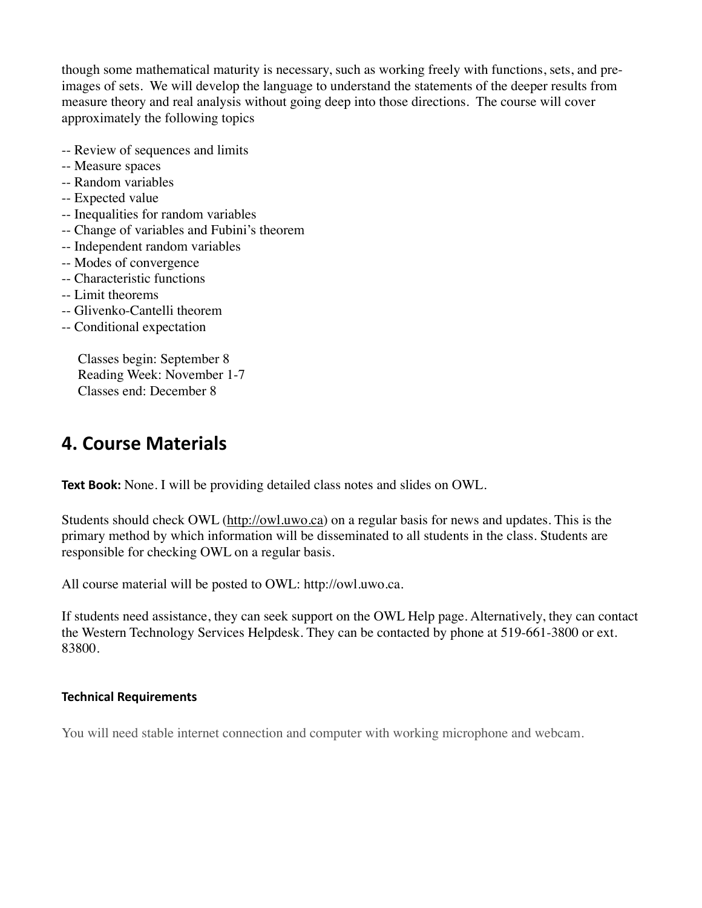though some mathematical maturity is necessary, such as working freely with functions, sets, and pre-images of sets. We will develop the language to understand the statements of the deeper results from measure theory and real analysis without going deep into those directions. The course will cover approximately the following topics

-- Review of sequences and limits
-- Measure spaces
-- Random variables
-- Expected value
-- Inequalities for random variables
-- Change of variables and Fubini's theorem
-- Independent random variables
-- Modes of convergence
-- Characteristic functions
-- Limit theorems
-- Glivenko-Cantelli theorem
-- Conditional expectation

Classes begin: September 8
Reading Week: November 1-7
Classes end: December 8

## 4. Course Materials

**Text Book:** None. I will be providing detailed class notes and slides on OWL.

Students should check OWL (http://owl.uwo.ca) on a regular basis for news and updates. This is the primary method by which information will be disseminated to all students in the class. Students are responsible for checking OWL on a regular basis.

All course material will be posted to OWL: http://owl.uwo.ca.

If students need assistance, they can seek support on the OWL Help page. Alternatively, they can contact the Western Technology Services Helpdesk. They can be contacted by phone at 519-661-3800 or ext. 83800.

#### Technical Requirements

You will need stable internet connection and computer with working microphone and webcam.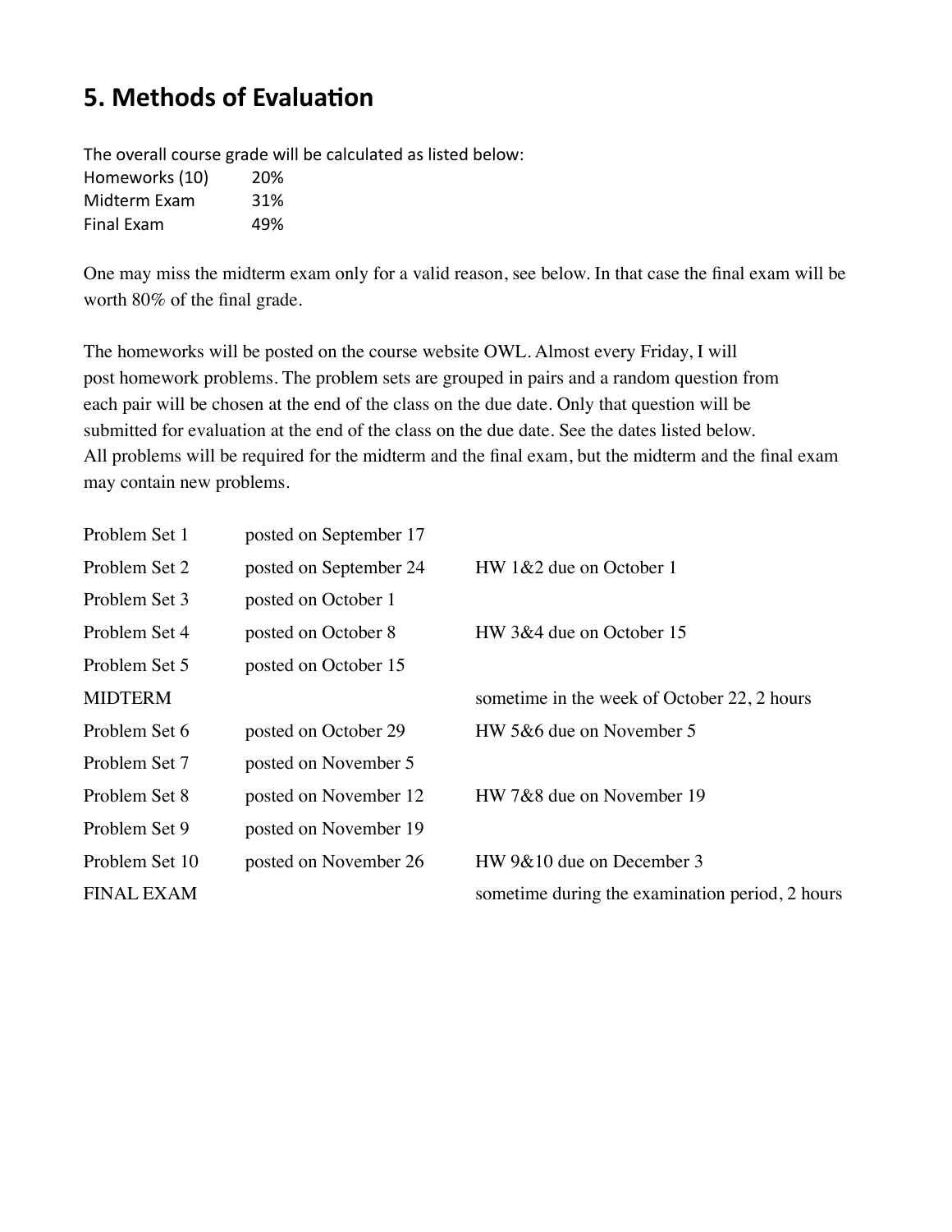## 5. Methods of Evaluation

The overall course grade will be calculated as listed below:

| | |
|---|---|
| Homeworks (10) | 20% |
| Midterm Exam | 31% |
| Final Exam | 49% |

One may miss the midterm exam only for a valid reason, see below. In that case the final exam will be worth 80% of the final grade.

The homeworks will be posted on the course website OWL. Almost every Friday, I will post homework problems. The problem sets are grouped in pairs and a random question from each pair will be chosen at the end of the class on the due date. Only that question will be submitted for evaluation at the end of the class on the due date. See the dates listed below. All problems will be required for the midterm and the final exam, but the midterm and the final exam may contain new problems.

| | | |
|---|---|---|
| Problem Set 1 | posted on September 17 | |
| Problem Set 2 | posted on September 24 | HW 1&2 due on October 1 |
| Problem Set 3 | posted on October 1 | |
| Problem Set 4 | posted on October 8 | HW 3&4 due on October 15 |
| Problem Set 5 | posted on October 15 | |
| MIDTERM | | sometime in the week of October 22, 2 hours |
| Problem Set 6 | posted on October 29 | HW 5&6 due on November 5 |
| Problem Set 7 | posted on November 5 | |
| Problem Set 8 | posted on November 12 | HW 7&8 due on November 19 |
| Problem Set 9 | posted on November 19 | |
| Problem Set 10 | posted on November 26 | HW 9&10 due on December 3 |
| FINAL EXAM | | sometime during the examination period, 2 hours |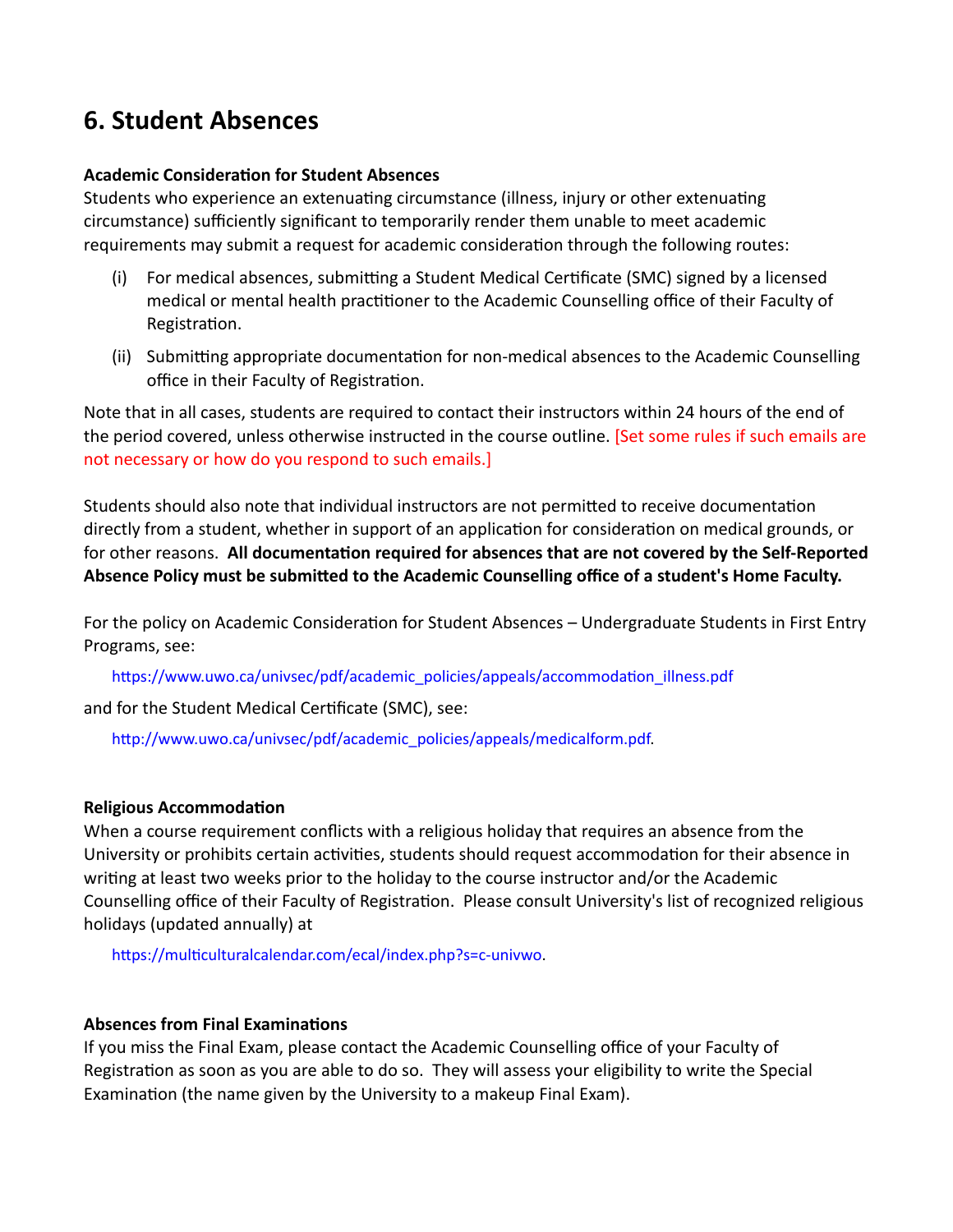## 6. Student Absences

**Academic Consideration for Student Absences**

Students who experience an extenuating circumstance (illness, injury or other extenuating circumstance) sufficiently significant to temporarily render them unable to meet academic requirements may submit a request for academic consideration through the following routes:

(i) For medical absences, submitting a Student Medical Certificate (SMC) signed by a licensed medical or mental health practitioner to the Academic Counselling office of their Faculty of Registration.

(ii) Submitting appropriate documentation for non-medical absences to the Academic Counselling office in their Faculty of Registration.

Note that in all cases, students are required to contact their instructors within 24 hours of the end of the period covered, unless otherwise instructed in the course outline. [Set some rules if such emails are not necessary or how do you respond to such emails.]

Students should also note that individual instructors are not permitted to receive documentation directly from a student, whether in support of an application for consideration on medical grounds, or for other reasons. **All documentation required for absences that are not covered by the Self-Reported Absence Policy must be submitted to the Academic Counselling office of a student's Home Faculty.**

For the policy on Academic Consideration for Student Absences – Undergraduate Students in First Entry Programs, see:

https://www.uwo.ca/univsec/pdf/academic_policies/appeals/accommodation_illness.pdf

and for the Student Medical Certificate (SMC), see:

http://www.uwo.ca/univsec/pdf/academic_policies/appeals/medicalform.pdf.

**Religious Accommodation**

When a course requirement conflicts with a religious holiday that requires an absence from the University or prohibits certain activities, students should request accommodation for their absence in writing at least two weeks prior to the holiday to the course instructor and/or the Academic Counselling office of their Faculty of Registration. Please consult University's list of recognized religious holidays (updated annually) at

https://multiculturalcalendar.com/ecal/index.php?s=c-univwo.

**Absences from Final Examinations**

If you miss the Final Exam, please contact the Academic Counselling office of your Faculty of Registration as soon as you are able to do so. They will assess your eligibility to write the Special Examination (the name given by the University to a makeup Final Exam).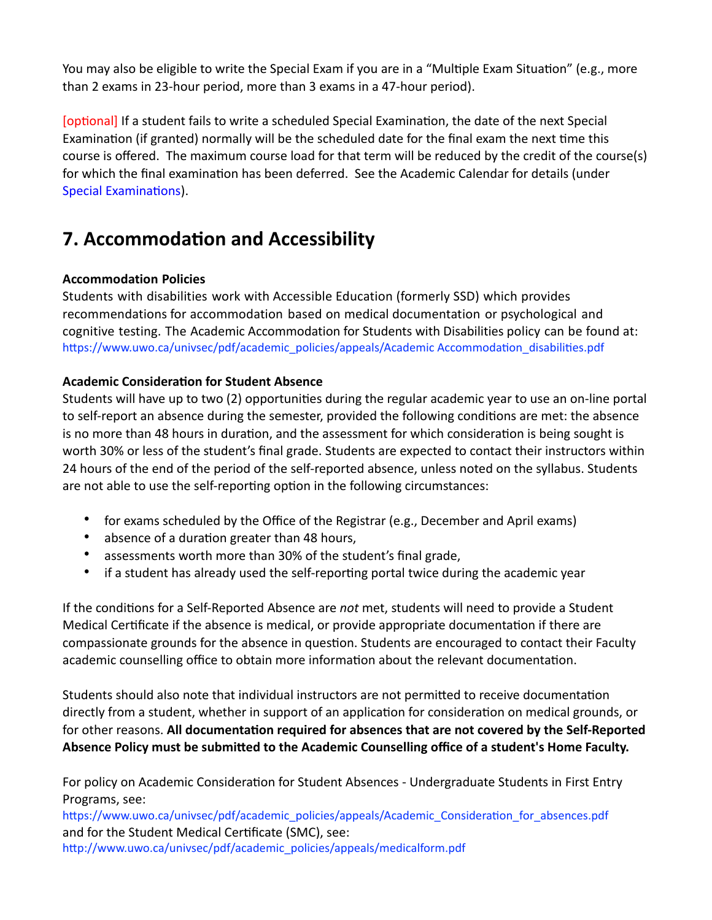You may also be eligible to write the Special Exam if you are in a "Multiple Exam Situation" (e.g., more than 2 exams in 23-hour period, more than 3 exams in a 47-hour period).

[optional] If a student fails to write a scheduled Special Examination, the date of the next Special Examination (if granted) normally will be the scheduled date for the final exam the next time this course is offered. The maximum course load for that term will be reduced by the credit of the course(s) for which the final examination has been deferred. See the Academic Calendar for details (under Special Examinations).

## 7. Accommodation and Accessibility

**Accommodation Policies**

Students with disabilities work with Accessible Education (formerly SSD) which provides recommendations for accommodation based on medical documentation or psychological and cognitive testing. The Academic Accommodation for Students with Disabilities policy can be found at: https://www.uwo.ca/univsec/pdf/academic_policies/appeals/Academic Accommodation_disabilities.pdf

**Academic Consideration for Student Absence**

Students will have up to two (2) opportunities during the regular academic year to use an on-line portal to self-report an absence during the semester, provided the following conditions are met: the absence is no more than 48 hours in duration, and the assessment for which consideration is being sought is worth 30% or less of the student's final grade. Students are expected to contact their instructors within 24 hours of the end of the period of the self-reported absence, unless noted on the syllabus. Students are not able to use the self-reporting option in the following circumstances:

- for exams scheduled by the Office of the Registrar (e.g., December and April exams)
- absence of a duration greater than 48 hours,
- assessments worth more than 30% of the student's final grade,
- if a student has already used the self-reporting portal twice during the academic year

If the conditions for a Self-Reported Absence are *not* met, students will need to provide a Student Medical Certificate if the absence is medical, or provide appropriate documentation if there are compassionate grounds for the absence in question. Students are encouraged to contact their Faculty academic counselling office to obtain more information about the relevant documentation.

Students should also note that individual instructors are not permitted to receive documentation directly from a student, whether in support of an application for consideration on medical grounds, or for other reasons. **All documentation required for absences that are not covered by the Self-Reported Absence Policy must be submitted to the Academic Counselling office of a student's Home Faculty.**

For policy on Academic Consideration for Student Absences - Undergraduate Students in First Entry Programs, see:
https://www.uwo.ca/univsec/pdf/academic_policies/appeals/Academic_Consideration_for_absences.pdf
and for the Student Medical Certificate (SMC), see:
http://www.uwo.ca/univsec/pdf/academic_policies/appeals/medicalform.pdf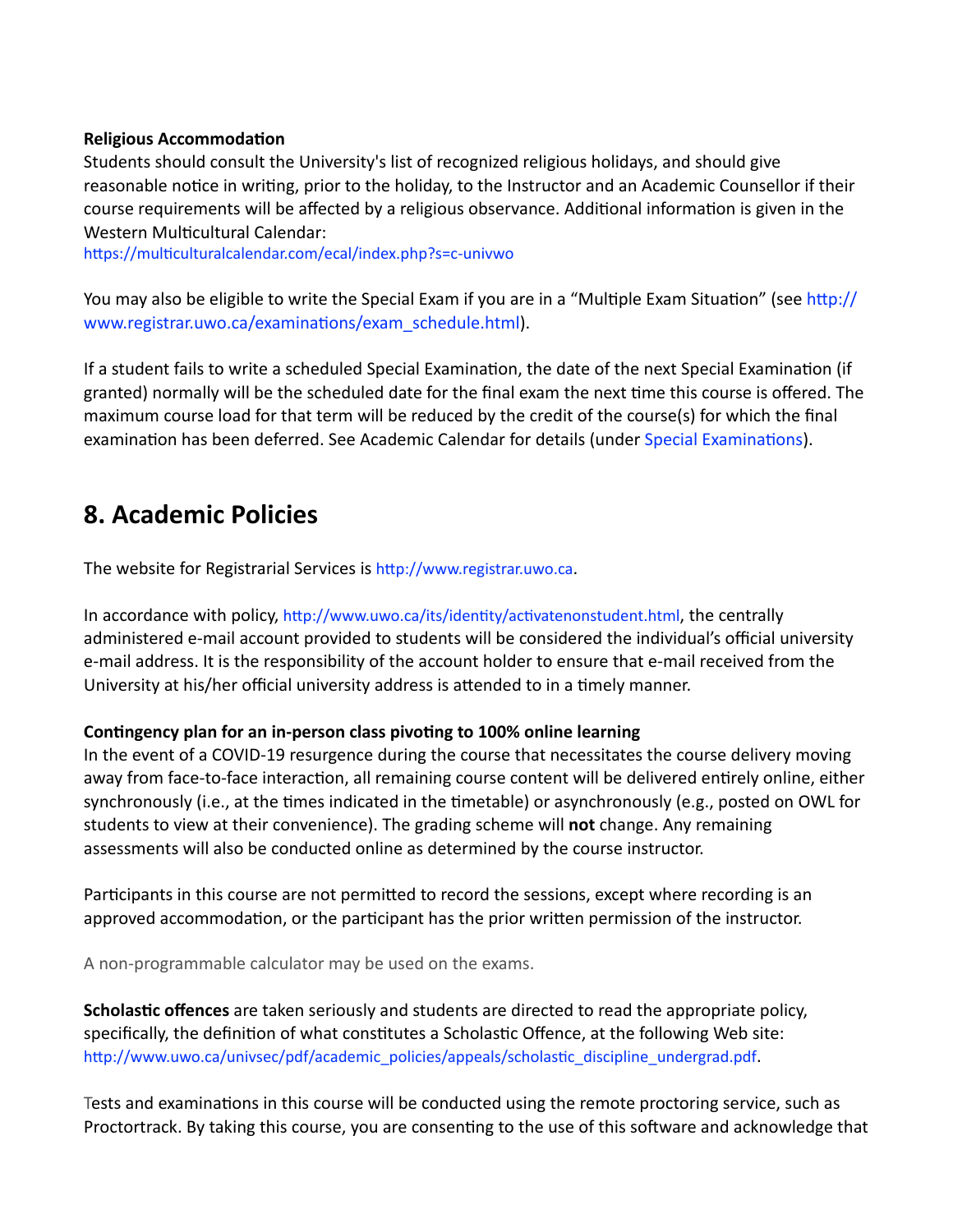**Religious Accommodation**
Students should consult the University's list of recognized religious holidays, and should give reasonable notice in writing, prior to the holiday, to the Instructor and an Academic Counsellor if their course requirements will be affected by a religious observance. Additional information is given in the Western Multicultural Calendar:
https://multiculturalcalendar.com/ecal/index.php?s=c-univwo

You may also be eligible to write the Special Exam if you are in a "Multiple Exam Situation" (see http://www.registrar.uwo.ca/examinations/exam_schedule.html).

If a student fails to write a scheduled Special Examination, the date of the next Special Examination (if granted) normally will be the scheduled date for the final exam the next time this course is offered. The maximum course load for that term will be reduced by the credit of the course(s) for which the final examination has been deferred. See Academic Calendar for details (under Special Examinations).

## 8. Academic Policies

The website for Registrarial Services is http://www.registrar.uwo.ca.

In accordance with policy, http://www.uwo.ca/its/identity/activatenonstudent.html, the centrally administered e-mail account provided to students will be considered the individual's official university e-mail address. It is the responsibility of the account holder to ensure that e-mail received from the University at his/her official university address is attended to in a timely manner.

**Contingency plan for an in-person class pivoting to 100% online learning**
In the event of a COVID-19 resurgence during the course that necessitates the course delivery moving away from face-to-face interaction, all remaining course content will be delivered entirely online, either synchronously (i.e., at the times indicated in the timetable) or asynchronously (e.g., posted on OWL for students to view at their convenience). The grading scheme will **not** change. Any remaining assessments will also be conducted online as determined by the course instructor.

Participants in this course are not permitted to record the sessions, except where recording is an approved accommodation, or the participant has the prior written permission of the instructor.

A non-programmable calculator may be used on the exams.

**Scholastic offences** are taken seriously and students are directed to read the appropriate policy, specifically, the definition of what constitutes a Scholastic Offence, at the following Web site: http://www.uwo.ca/univsec/pdf/academic_policies/appeals/scholastic_discipline_undergrad.pdf.

Tests and examinations in this course will be conducted using the remote proctoring service, such as Proctortrack. By taking this course, you are consenting to the use of this software and acknowledge that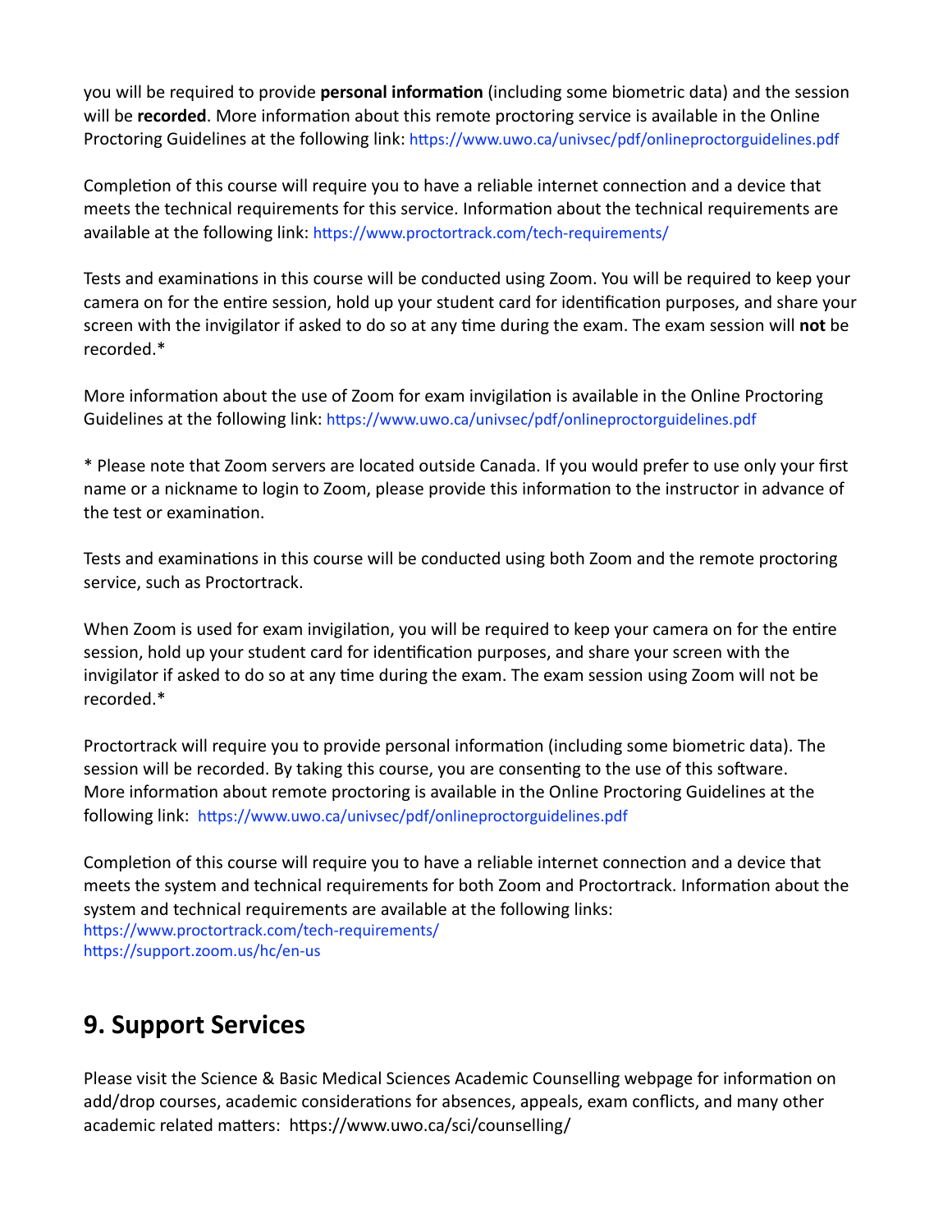you will be required to provide **personal information** (including some biometric data) and the session will be **recorded**. More information about this remote proctoring service is available in the Online Proctoring Guidelines at the following link: https://www.uwo.ca/univsec/pdf/onlineproctorguidelines.pdf

Completion of this course will require you to have a reliable internet connection and a device that meets the technical requirements for this service. Information about the technical requirements are available at the following link: https://www.proctortrack.com/tech-requirements/

Tests and examinations in this course will be conducted using Zoom. You will be required to keep your camera on for the entire session, hold up your student card for identification purposes, and share your screen with the invigilator if asked to do so at any time during the exam. The exam session will **not** be recorded.*

More information about the use of Zoom for exam invigilation is available in the Online Proctoring Guidelines at the following link: https://www.uwo.ca/univsec/pdf/onlineproctorguidelines.pdf

* Please note that Zoom servers are located outside Canada. If you would prefer to use only your first name or a nickname to login to Zoom, please provide this information to the instructor in advance of the test or examination.

Tests and examinations in this course will be conducted using both Zoom and the remote proctoring service, such as Proctortrack.

When Zoom is used for exam invigilation, you will be required to keep your camera on for the entire session, hold up your student card for identification purposes, and share your screen with the invigilator if asked to do so at any time during the exam. The exam session using Zoom will not be recorded.*

Proctortrack will require you to provide personal information (including some biometric data). The session will be recorded. By taking this course, you are consenting to the use of this software. More information about remote proctoring is available in the Online Proctoring Guidelines at the following link: https://www.uwo.ca/univsec/pdf/onlineproctorguidelines.pdf

Completion of this course will require you to have a reliable internet connection and a device that meets the system and technical requirements for both Zoom and Proctortrack. Information about the system and technical requirements are available at the following links:
https://www.proctortrack.com/tech-requirements/
https://support.zoom.us/hc/en-us

## 9. Support Services

Please visit the Science & Basic Medical Sciences Academic Counselling webpage for information on add/drop courses, academic considerations for absences, appeals, exam conflicts, and many other academic related matters: https://www.uwo.ca/sci/counselling/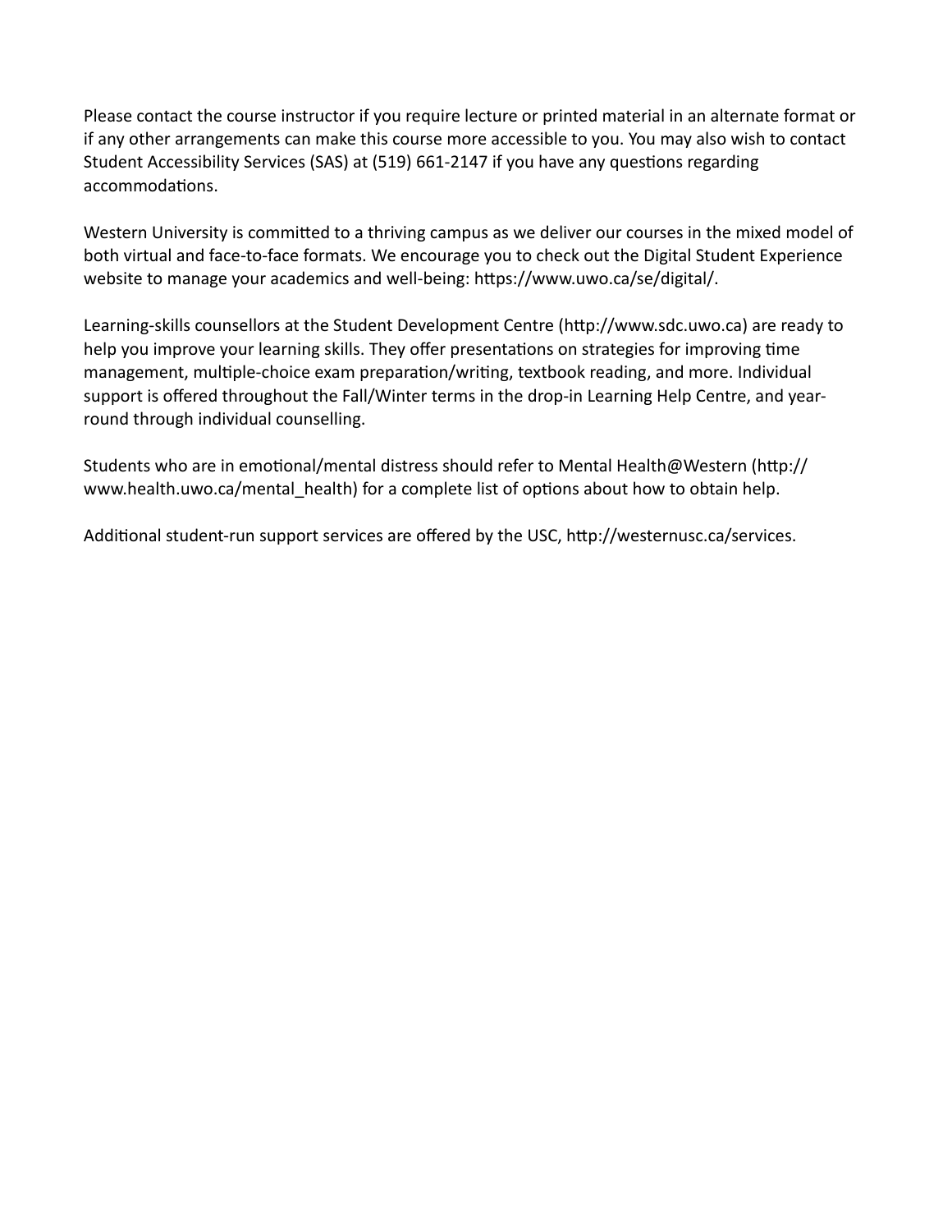Please contact the course instructor if you require lecture or printed material in an alternate format or if any other arrangements can make this course more accessible to you. You may also wish to contact Student Accessibility Services (SAS) at (519) 661-2147 if you have any questions regarding accommodations.

Western University is committed to a thriving campus as we deliver our courses in the mixed model of both virtual and face-to-face formats. We encourage you to check out the Digital Student Experience website to manage your academics and well-being: https://www.uwo.ca/se/digital/.

Learning-skills counsellors at the Student Development Centre (http://www.sdc.uwo.ca) are ready to help you improve your learning skills. They offer presentations on strategies for improving time management, multiple-choice exam preparation/writing, textbook reading, and more. Individual support is offered throughout the Fall/Winter terms in the drop-in Learning Help Centre, and year-round through individual counselling.

Students who are in emotional/mental distress should refer to Mental Health@Western (http://www.health.uwo.ca/mental_health) for a complete list of options about how to obtain help.

Additional student-run support services are offered by the USC, http://westernusc.ca/services.